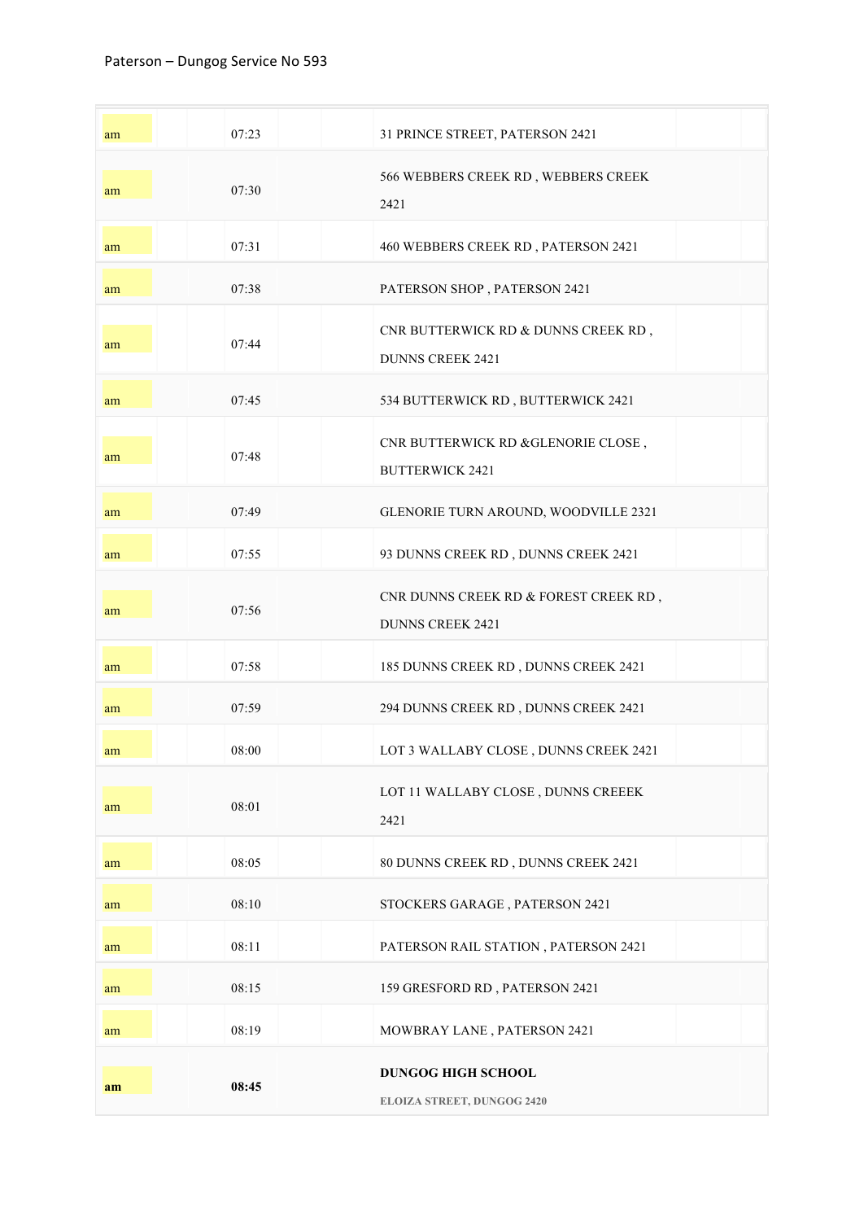# Paterson – Dungog Service No 593

| | | |
|---|---|---|
| am | 07:23 | 31 PRINCE STREET, PATERSON 2421 |
| am | 07:30 | 566 WEBBERS CREEK RD , WEBBERS CREEK 2421 |
| am | 07:31 | 460 WEBBERS CREEK RD , PATERSON 2421 |
| am | 07:38 | PATERSON SHOP , PATERSON 2421 |
| am | 07:44 | CNR BUTTERWICK RD & DUNNS CREEK RD , DUNNS CREEK 2421 |
| am | 07:45 | 534 BUTTERWICK RD , BUTTERWICK 2421 |
| am | 07:48 | CNR BUTTERWICK RD &GLENORIE CLOSE , BUTTERWICK 2421 |
| am | 07:49 | GLENORIE TURN AROUND, WOODVILLE 2321 |
| am | 07:55 | 93 DUNNS CREEK RD , DUNNS CREEK 2421 |
| am | 07:56 | CNR DUNNS CREEK RD & FOREST CREEK RD , DUNNS CREEK 2421 |
| am | 07:58 | 185 DUNNS CREEK RD , DUNNS CREEK 2421 |
| am | 07:59 | 294 DUNNS CREEK RD , DUNNS CREEK 2421 |
| am | 08:00 | LOT 3 WALLABY CLOSE , DUNNS CREEK 2421 |
| am | 08:01 | LOT 11 WALLABY CLOSE , DUNNS CREEEK 2421 |
| am | 08:05 | 80 DUNNS CREEK RD , DUNNS CREEK 2421 |
| am | 08:10 | STOCKERS GARAGE , PATERSON 2421 |
| am | 08:11 | PATERSON RAIL STATION , PATERSON 2421 |
| am | 08:15 | 159 GRESFORD RD , PATERSON 2421 |
| am | 08:19 | MOWBRAY LANE , PATERSON 2421 |
| **am** | **08:45** | **DUNGOG HIGH SCHOOL** ELOIZA STREET, DUNGOG 2420 |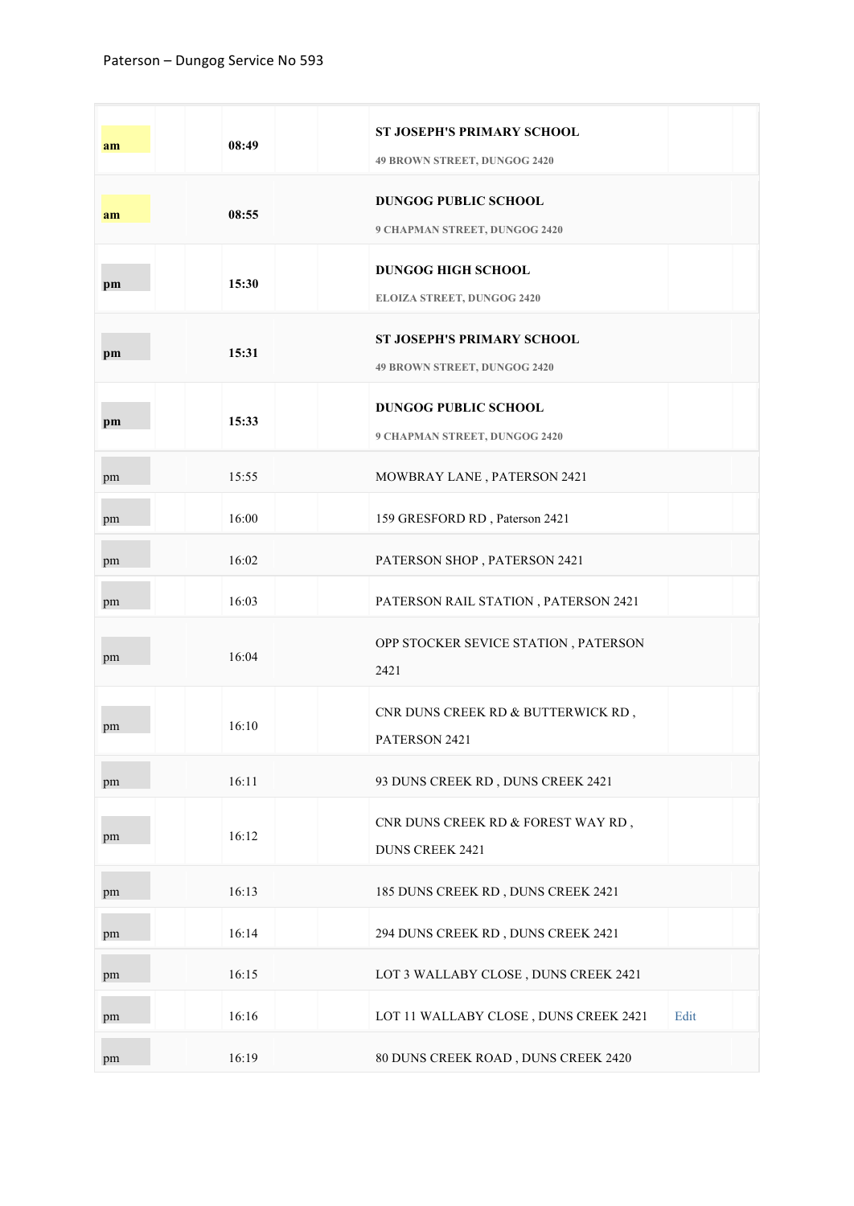Paterson – Dungog Service No 593

| | | |
|---|---|---|
| **am** | **08:49** | **ST JOSEPH'S PRIMARY SCHOOL**<br>**49 BROWN STREET, DUNGOG 2420** |
| **am** | **08:55** | **DUNGOG PUBLIC SCHOOL**<br>**9 CHAPMAN STREET, DUNGOG 2420** |
| **pm** | **15:30** | **DUNGOG HIGH SCHOOL**<br>**ELOIZA STREET, DUNGOG 2420** |
| **pm** | **15:31** | **ST JOSEPH'S PRIMARY SCHOOL**<br>**49 BROWN STREET, DUNGOG 2420** |
| **pm** | **15:33** | **DUNGOG PUBLIC SCHOOL**<br>**9 CHAPMAN STREET, DUNGOG 2420** |
| pm | 15:55 | MOWBRAY LANE , PATERSON 2421 |
| pm | 16:00 | 159 GRESFORD RD , Paterson 2421 |
| pm | 16:02 | PATERSON SHOP , PATERSON 2421 |
| pm | 16:03 | PATERSON RAIL STATION , PATERSON 2421 |
| pm | 16:04 | OPP STOCKER SEVICE STATION , PATERSON 2421 |
| pm | 16:10 | CNR DUNS CREEK RD & BUTTERWICK RD , PATERSON 2421 |
| pm | 16:11 | 93 DUNS CREEK RD , DUNS CREEK 2421 |
| pm | 16:12 | CNR DUNS CREEK RD & FOREST WAY RD , DUNS CREEK 2421 |
| pm | 16:13 | 185 DUNS CREEK RD , DUNS CREEK 2421 |
| pm | 16:14 | 294 DUNS CREEK RD , DUNS CREEK 2421 |
| pm | 16:15 | LOT 3 WALLABY CLOSE , DUNS CREEK 2421 |
| pm | 16:16 | LOT 11 WALLABY CLOSE , DUNS CREEK 2421 Edit |
| pm | 16:19 | 80 DUNS CREEK ROAD , DUNS CREEK 2420 |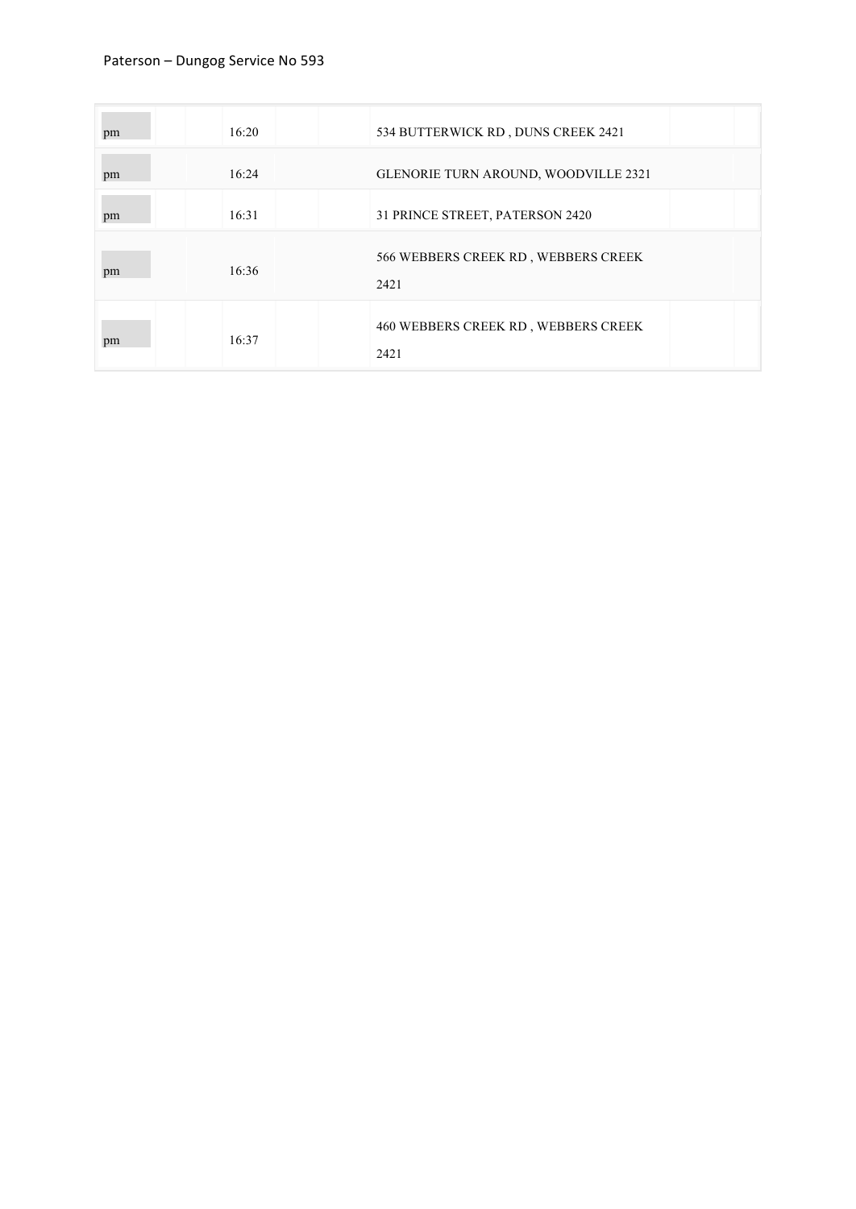| | | | |
|---|---|---|---|
| pm | 16:20 | 534 BUTTERWICK RD , DUNS CREEK 2421 | |
| pm | 16:24 | GLENORIE TURN AROUND, WOODVILLE 2321 | |
| pm | 16:31 | 31 PRINCE STREET, PATERSON 2420 | |
| pm | 16:36 | 566 WEBBERS CREEK RD , WEBBERS CREEK 2421 | |
| pm | 16:37 | 460 WEBBERS CREEK RD , WEBBERS CREEK 2421 | |